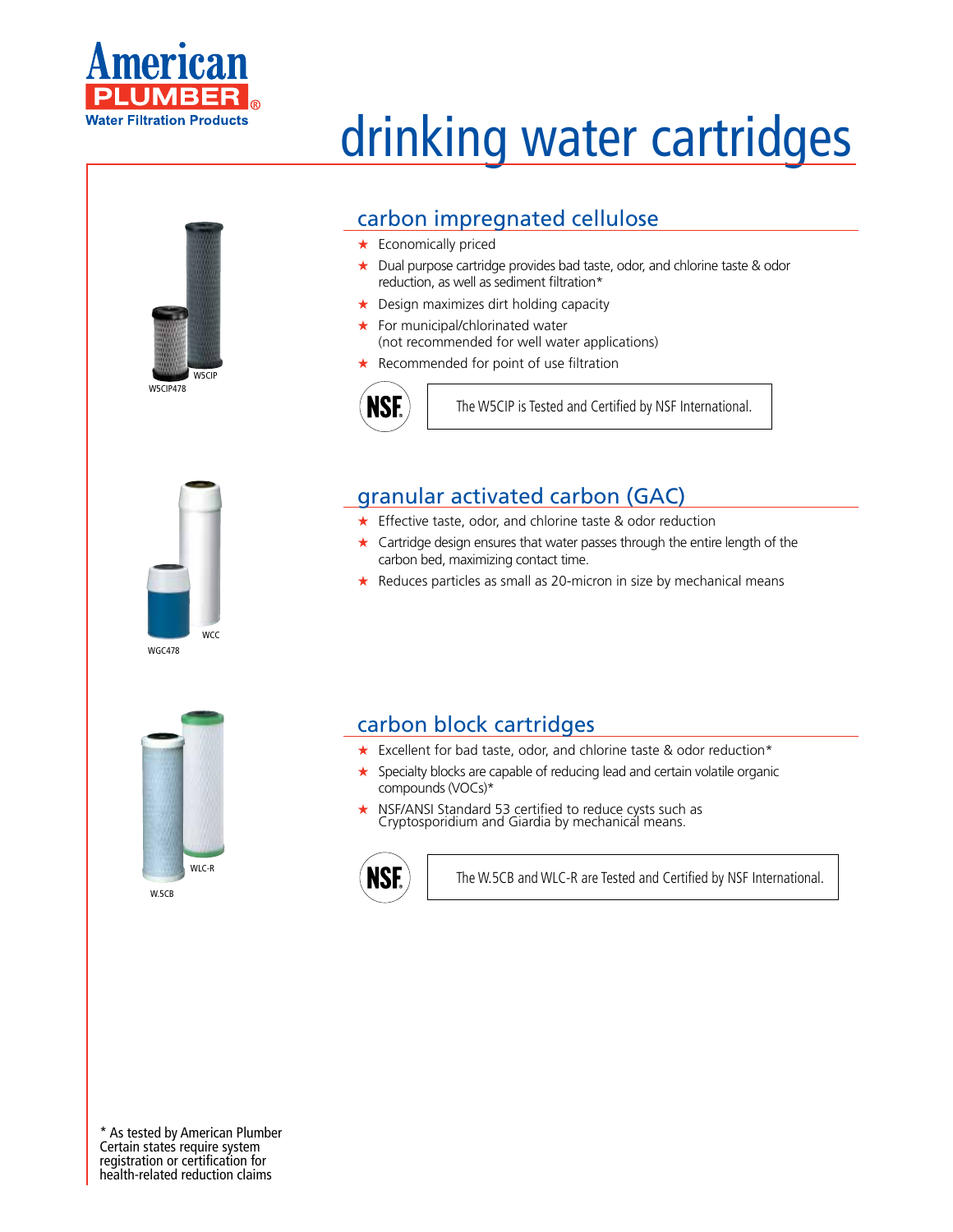American PLUMBER®
Water Filtration Products

# drinking water cartridges

W5CIP

W5CIP478

## carbon impregnated cellulose

- Economically priced
- Dual purpose cartridge provides bad taste, odor, and chlorine taste & odor reduction, as well as sediment filtration*
- Design maximizes dirt holding capacity
- For municipal/chlorinated water (not recommended for well water applications)
- Recommended for point of use filtration

NSF

The W5CIP is Tested and Certified by NSF International.

WCC

WGC478

## granular activated carbon (GAC)

- Effective taste, odor, and chlorine taste & odor reduction
- Cartridge design ensures that water passes through the entire length of the carbon bed, maximizing contact time.
- Reduces particles as small as 20-micron in size by mechanical means

WLC-R

W.5CB

## carbon block cartridges

- Excellent for bad taste, odor, and chlorine taste & odor reduction*
- Specialty blocks are capable of reducing lead and certain volatile organic compounds (VOCs)*
- NSF/ANSI Standard 53 certified to reduce cysts such as Cryptosporidium and Giardia by mechanical means.

NSF

The W.5CB and WLC-R are Tested and Certified by NSF International.

* As tested by American Plumber
Certain states require system registration or certification for health-related reduction claims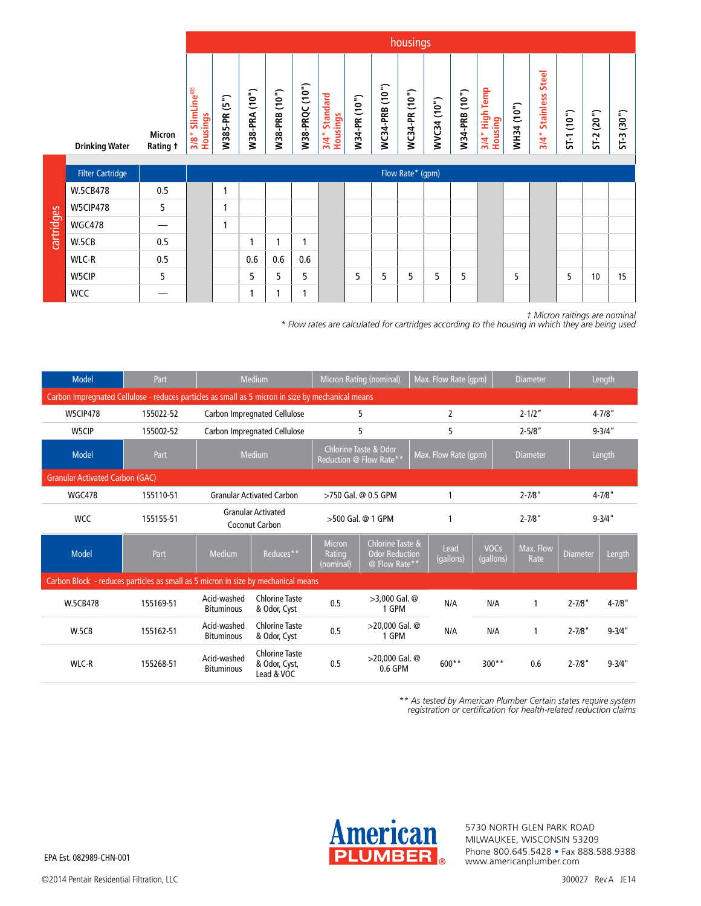| Drinking Water | Micron Rating † | 3/8" SlimLine® Housings | W385-PR (5") | W38-PRA (10") | W38-PRB (10") | W38-PRQC (10") | 3/4" Standard Housings | W34-PR (10") | WC34-PRB (10") | WC34-PR (10") | WVC34 (10") | W34-PRB (10") | 3/4" High Temp Housing | WH34 (10") | 3/4" Stainless Steel | ST-1 (10") | ST-2 (20") | ST-3 (30") |
|---|---|---|---|---|---|---|---|---|---|---|---|---|---|---|---|---|---|---|
| Filter Cartridge | | Flow Rate* (gpm) | | | | | | | | | | | | | | | | |
| W.5CB478 | 0.5 | | 1 | | | | | | | | | | | | | | | |
| W5CIP478 | 5 | | 1 | | | | | | | | | | | | | | | |
| WGC478 | — | | 1 | | | | | | | | | | | | | | | |
| W.5CB | 0.5 | | | 1 | 1 | 1 | | | | | | | | | | | | |
| WLC-R | 0.5 | | | 0.6 | 0.6 | 0.6 | | | | | | | | | | | | |
| W5CIP | 5 | | | 5 | 5 | 5 | | 5 | 5 | 5 | 5 | 5 | | 5 | | 5 | 10 | 15 |
| WCC | — | | | 1 | 1 | 1 | | | | | | | | | | | | |

*† Micron raitings are nominal*
*\* Flow rates are calculated for cartridges according to the housing in which they are being used*

| Model | Part | Medium | Micron Rating (nominal) | Max. Flow Rate (gpm) | Diameter | Length |
|---|---|---|---|---|---|---|
| Carbon Impregnated Cellulose - reduces particles as small as 5 micron in size by mechanical means | | | | | | |
| W5CIP478 | 155022-52 | Carbon Impregnated Cellulose | 5 | 2 | 2-1/2" | 4-7/8" |
| W5CIP | 155002-52 | Carbon Impregnated Cellulose | 5 | 5 | 2-5/8" | 9-3/4" |

| Model | Part | Medium | Chlorine Taste & Odor Reduction @ Flow Rate** | Max. Flow Rate (gpm) | Diameter | Length |
|---|---|---|---|---|---|---|
| Granular Activated Carbon (GAC) | | | | | | |
| WGC478 | 155110-51 | Granular Activated Carbon | >750 Gal. @ 0.5 GPM | 1 | 2-7/8" | 4-7/8" |
| WCC | 155155-51 | Granular Activated Coconut Carbon | >500 Gal. @ 1 GPM | 1 | 2-7/8" | 9-3/4" |

| Model | Part | Medium | Reduces** | Micron Rating (nominal) | Chlorine Taste & Odor Reduction @ Flow Rate** | Lead (gallons) | VOCs (gallons) | Max. Flow Rate | Diameter | Length |
|---|---|---|---|---|---|---|---|---|---|---|
| Carbon Block - reduces particles as small as 5 micron in size by mechanical means | | | | | | | | | | |
| W.5CB478 | 155169-51 | Acid-washed Bituminous | Chlorine Taste & Odor, Cyst | 0.5 | >3,000 Gal. @ 1 GPM | N/A | N/A | 1 | 2-7/8" | 4-7/8" |
| W.5CB | 155162-51 | Acid-washed Bituminous | Chlorine Taste & Odor, Cyst | 0.5 | >20,000 Gal. @ 1 GPM | N/A | N/A | 1 | 2-7/8" | 9-3/4" |
| WLC-R | 155268-51 | Acid-washed Bituminous | Chlorine Taste & Odor, Cyst, Lead & VOC | 0.5 | >20,000 Gal. @ 0.6 GPM | 600** | 300** | 0.6 | 2-7/8" | 9-3/4" |

*\*\* As tested by American Plumber Certain states require system registration or certification for health-related reduction claims*

EPA Est. 082989-CHN-001

American PLUMBER®

5730 NORTH GLEN PARK ROAD
MILWAUKEE, WISCONSIN 53209
Phone 800.645.5428 • Fax 888.588.9388
www.americanplumber.com

©2014 Pentair Residential Filtration, LLC

300027 Rev A JE14